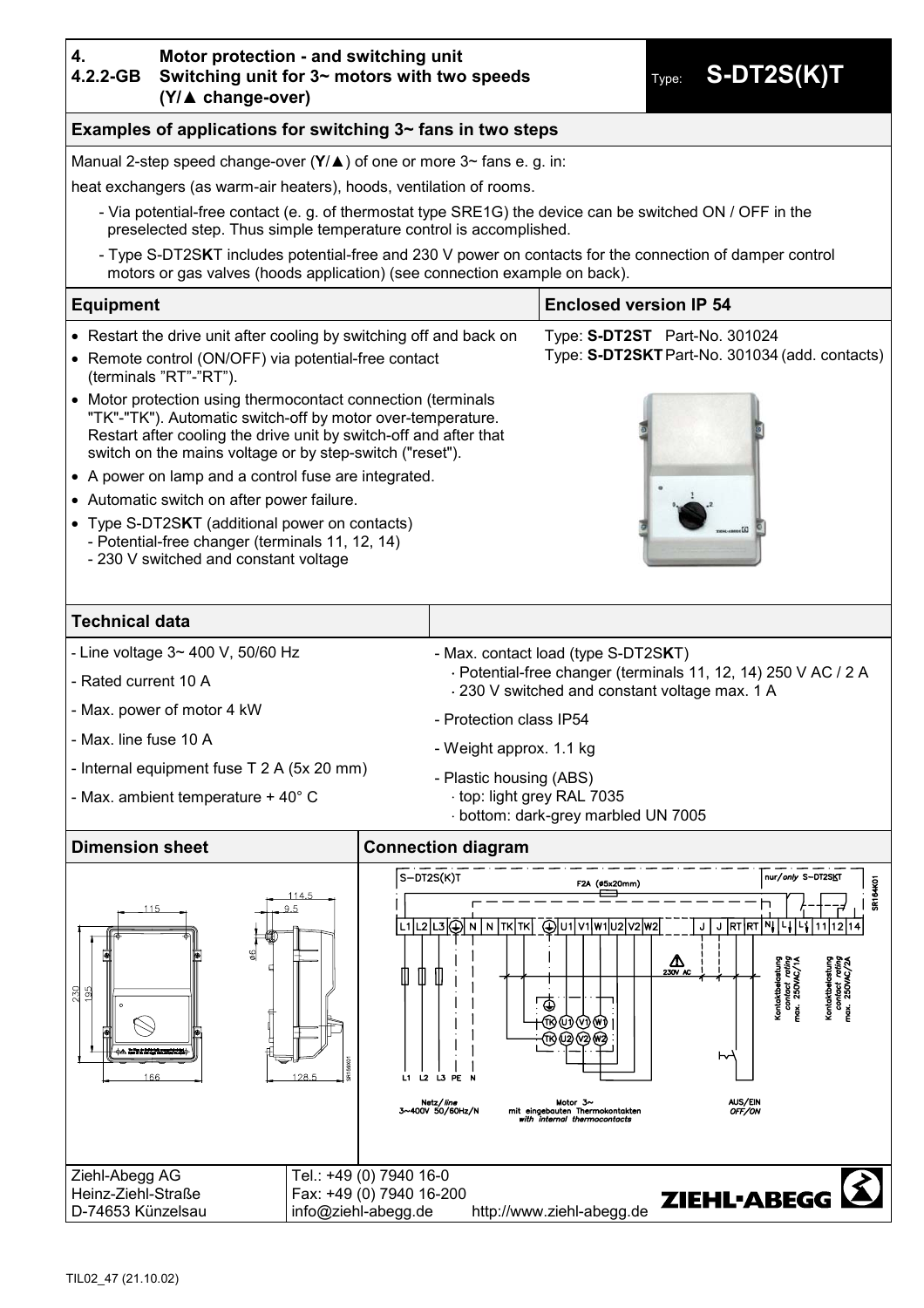# 4. 4.2.2-GB Motor protection - and switching unit
## Switching unit for 3~ motors with two speeds (Y/▲ change-over)

Type: **S-DT2S(K)T**

## Examples of applications for switching 3~ fans in two steps

Manual 2-step speed change-over (**Y**/**▲**) of one or more 3~ fans e. g. in:

heat exchangers (as warm-air heaters), hoods, ventilation of rooms.

- Via potential-free contact (e. g. of thermostat type SRE1G) the device can be switched ON / OFF in the preselected step. Thus simple temperature control is accomplished.
- Type S-DT2S**K**T includes potential-free and 230 V power on contacts for the connection of damper control motors or gas valves (hoods application) (see connection example on back).

## Equipment

- Restart the drive unit after cooling by switching off and back on
- Remote control (ON/OFF) via potential-free contact (terminals "RT"-"RT").
- Motor protection using thermocontact connection (terminals "TK"-"TK"). Automatic switch-off by motor over-temperature. Restart after cooling the drive unit by switch-off and after that switch on the mains voltage or by step-switch ("reset").
- A power on lamp and a control fuse are integrated.
- Automatic switch on after power failure.
- Type S-DT2S**K**T (additional power on contacts)
  - Potential-free changer (terminals 11, 12, 14)
  - 230 V switched and constant voltage

## Enclosed version IP 54

Type: **S-DT2ST** Part-No. 301024

Type: **S-DT2SKT** Part-No. 301034 (add. contacts)

## Technical data

- Line voltage 3~ 400 V, 50/60 Hz
- Rated current 10 A
- Max. power of motor 4 kW
- Max. line fuse 10 A
- Internal equipment fuse T 2 A (5x 20 mm)
- Max. ambient temperature + 40° C
- Max. contact load (type S-DT2S**K**T)
  - Potential-free changer (terminals 11, 12, 14) 250 V AC / 2 A
  - 230 V switched and constant voltage max. 1 A
- Protection class IP54
- Weight approx. 1.1 kg
- Plastic housing (ABS)
  - top: light grey RAL 7035
  - bottom: dark-grey marbled UN 7005

## Dimension sheet

115, 114.5, 9.5, ø6, 230, 195, 166, 128.5

## Connection diagram

S-DT2S(K)T — F2A (ø5x20mm) — nur/only S-DT2SKT

L1 L2 L3 ⏚ N N TK TK ⏚ U1 V1 W1 U2 V2 W2 J J RT RT N L L 11 12 14

230V AC

Kontaktbelastung / contact rating max. 250VAC/1A — Kontaktbelastung / contact rating max. 250VAC/2A

Netz/line 3~400V 50/60Hz/N — Motor 3~ mit eingebauten Thermokontakten / with internal thermocontacts — AUS/EIN OFF/ON

Ziehl-Abegg AG
Heinz-Ziehl-Straße
D-74653 Künzelsau

Tel.: +49 (0) 7940 16-0
Fax: +49 (0) 7940 16-200
info@ziehl-abegg.de http://www.ziehl-abegg.de

TIL02_47 (21.10.02)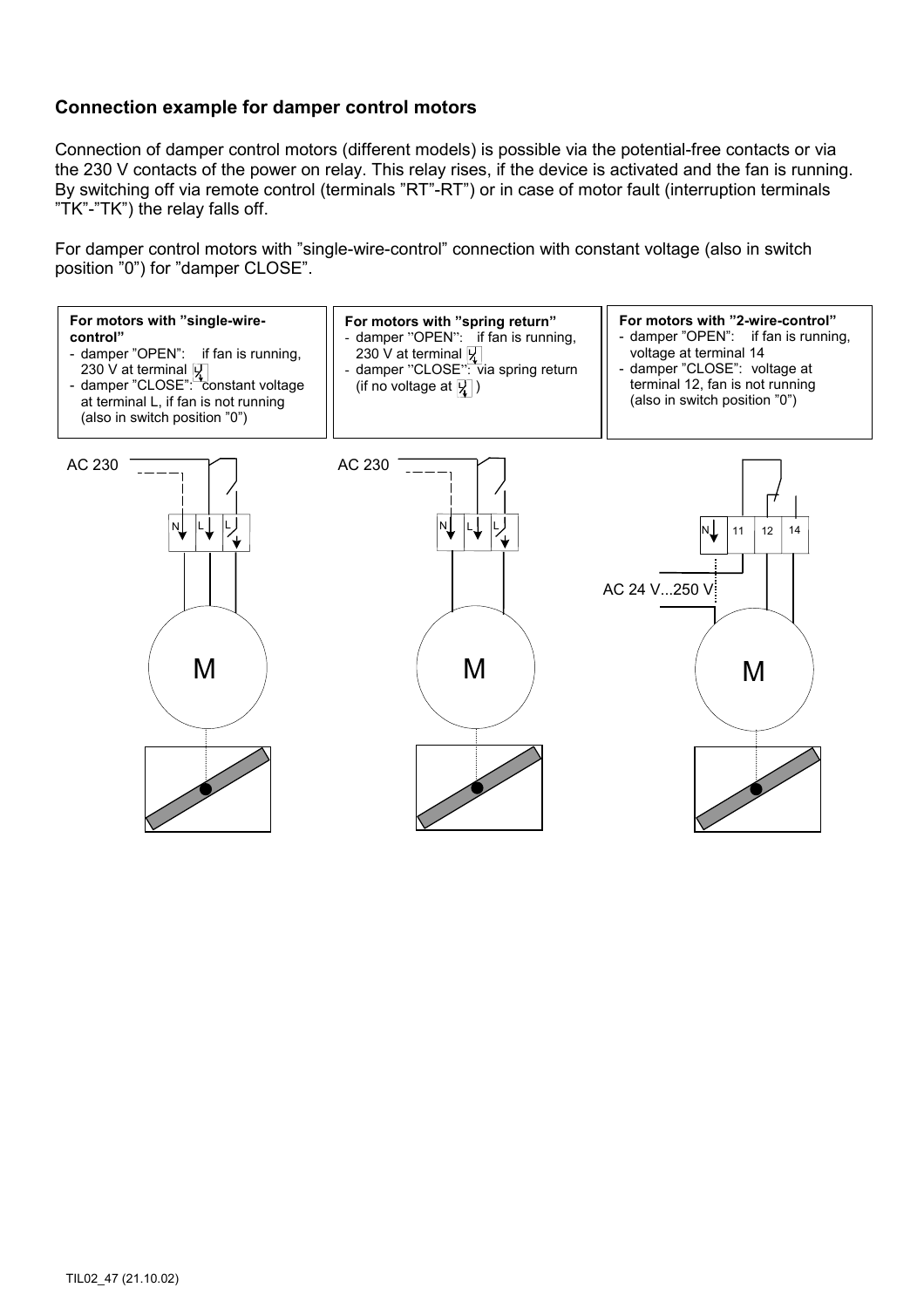## Connection example for damper control motors

Connection of damper control motors (different models) is possible via the potential-free contacts or via the 230 V contacts of the power on relay. This relay rises, if the device is activated and the fan is running. By switching off via remote control (terminals "RT"-RT") or in case of motor fault (interruption terminals "TK"-"TK") the relay falls off.

For damper control motors with "single-wire-control" connection with constant voltage (also in switch position "0") for "damper CLOSE".

**For motors with "single-wire-control"**
- damper "OPEN": if fan is running, 230 V at terminal ↯
- damper "CLOSE": constant voltage at terminal L, if fan is not running (also in switch position "0")

**For motors with "spring return"**
- damper "OPEN": if fan is running, 230 V at terminal ↯
- damper "CLOSE": via spring return (if no voltage at ↯ )

**For motors with "2-wire-control"**
- damper "OPEN": if fan is running, voltage at terminal 14
- damper "CLOSE": voltage at terminal 12, fan is not running (also in switch position "0")

AC 230

N L L

M

AC 230

N L L

M

N 11 12 14

AC 24 V...250 V

M

TIL02_47 (21.10.02)